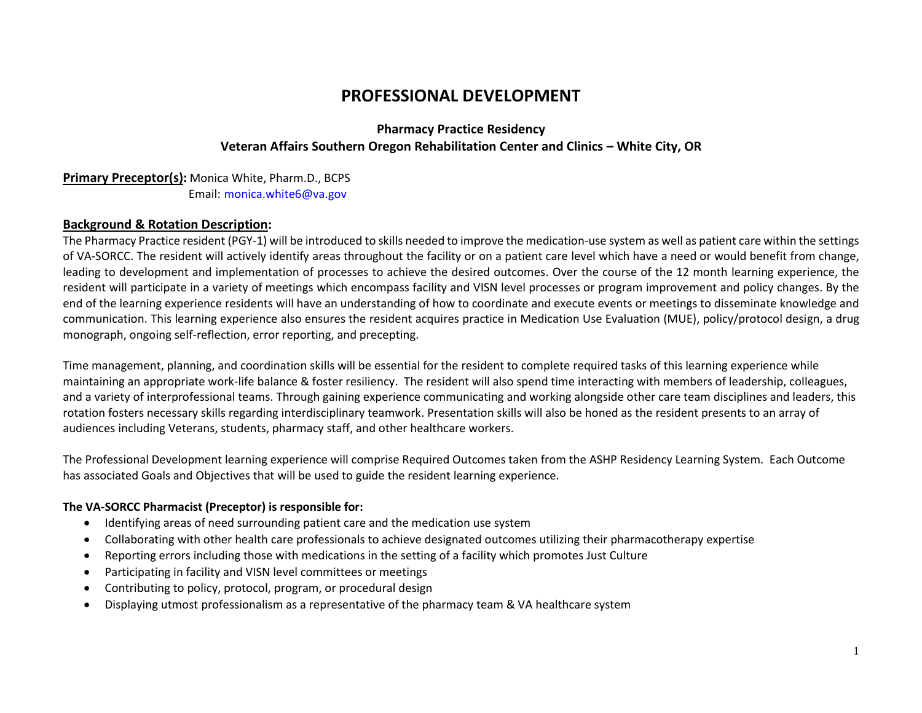# PROFESSIONAL DEVELOPMENT

**Pharmacy Practice Residency**
**Veteran Affairs Southern Oregon Rehabilitation Center and Clinics – White City, OR**

**Primary Preceptor(s):** Monica White, Pharm.D., BCPS
Email: monica.white6@va.gov

## Background & Rotation Description:

The Pharmacy Practice resident (PGY-1) will be introduced to skills needed to improve the medication-use system as well as patient care within the settings of VA-SORCC. The resident will actively identify areas throughout the facility or on a patient care level which have a need or would benefit from change, leading to development and implementation of processes to achieve the desired outcomes. Over the course of the 12 month learning experience, the resident will participate in a variety of meetings which encompass facility and VISN level processes or program improvement and policy changes. By the end of the learning experience residents will have an understanding of how to coordinate and execute events or meetings to disseminate knowledge and communication. This learning experience also ensures the resident acquires practice in Medication Use Evaluation (MUE), policy/protocol design, a drug monograph, ongoing self-reflection, error reporting, and precepting.

Time management, planning, and coordination skills will be essential for the resident to complete required tasks of this learning experience while maintaining an appropriate work-life balance & foster resiliency. The resident will also spend time interacting with members of leadership, colleagues, and a variety of interprofessional teams. Through gaining experience communicating and working alongside other care team disciplines and leaders, this rotation fosters necessary skills regarding interdisciplinary teamwork. Presentation skills will also be honed as the resident presents to an array of audiences including Veterans, students, pharmacy staff, and other healthcare workers.

The Professional Development learning experience will comprise Required Outcomes taken from the ASHP Residency Learning System. Each Outcome has associated Goals and Objectives that will be used to guide the resident learning experience.

**The VA-SORCC Pharmacist (Preceptor) is responsible for:**

- Identifying areas of need surrounding patient care and the medication use system
- Collaborating with other health care professionals to achieve designated outcomes utilizing their pharmacotherapy expertise
- Reporting errors including those with medications in the setting of a facility which promotes Just Culture
- Participating in facility and VISN level committees or meetings
- Contributing to policy, protocol, program, or procedural design
- Displaying utmost professionalism as a representative of the pharmacy team & VA healthcare system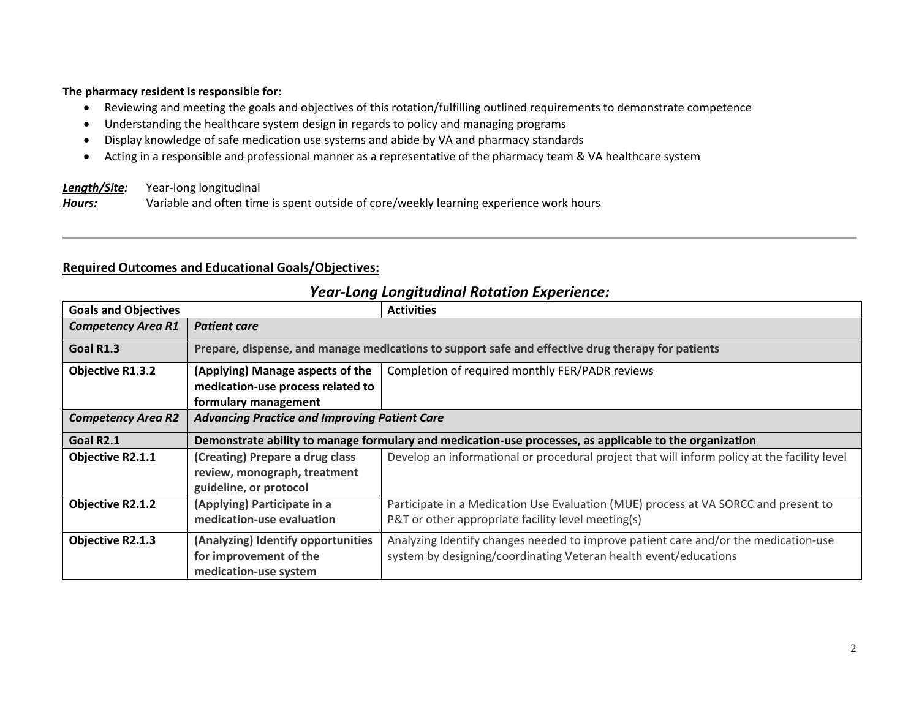**The pharmacy resident is responsible for:**

- Reviewing and meeting the goals and objectives of this rotation/fulfilling outlined requirements to demonstrate competence
- Understanding the healthcare system design in regards to policy and managing programs
- Display knowledge of safe medication use systems and abide by VA and pharmacy standards
- Acting in a responsible and professional manner as a representative of the pharmacy team & VA healthcare system

***Length/Site:*** Year-long longitudinal
***Hours:*** Variable and often time is spent outside of core/weekly learning experience work hours

---

**Required Outcomes and Educational Goals/Objectives:**

## *Year-Long Longitudinal Rotation Experience:*

| Goals and Objectives | | Activities |
|---|---|---|
| ***Competency Area R1*** | ***Patient care*** | |
| **Goal R1.3** | **Prepare, dispense, and manage medications to support safe and effective drug therapy for patients** | |
| **Objective R1.3.2** | **(Applying) Manage aspects of the medication-use process related to formulary management** | Completion of required monthly FER/PADR reviews |
| ***Competency Area R2*** | ***Advancing Practice and Improving Patient Care*** | |
| **Goal R2.1** | **Demonstrate ability to manage formulary and medication-use processes, as applicable to the organization** | |
| **Objective R2.1.1** | **(Creating) Prepare a drug class review, monograph, treatment guideline, or protocol** | Develop an informational or procedural project that will inform policy at the facility level |
| **Objective R2.1.2** | **(Applying) Participate in a medication-use evaluation** | Participate in a Medication Use Evaluation (MUE) process at VA SORCC and present to P&T or other appropriate facility level meeting(s) |
| **Objective R2.1.3** | **(Analyzing) Identify opportunities for improvement of the medication-use system** | Analyzing Identify changes needed to improve patient care and/or the medication-use system by designing/coordinating Veteran health event/educations |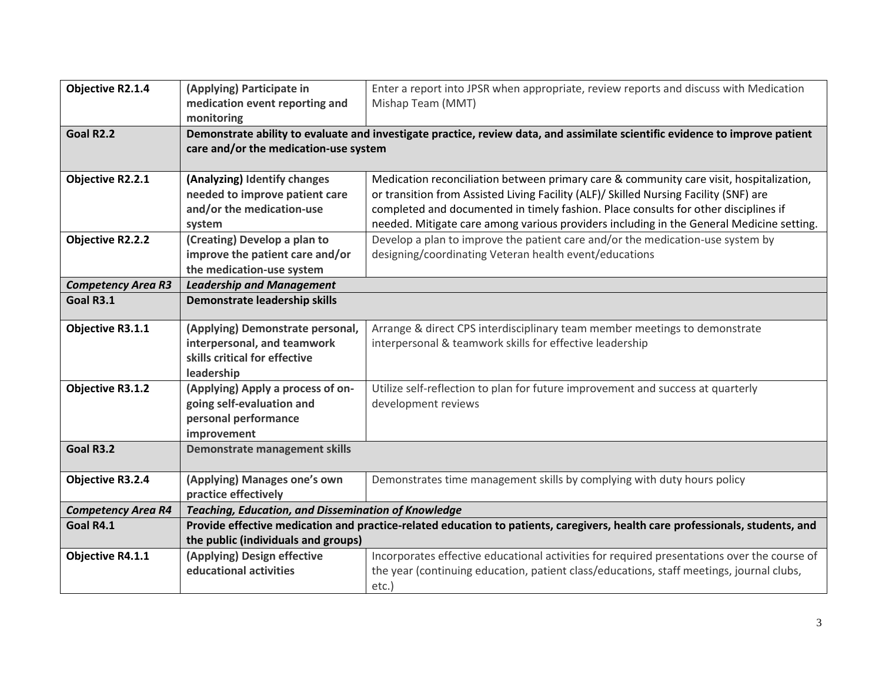| | | |
|---|---|---|
| **Objective R2.1.4** | **(Applying) Participate in medication event reporting and monitoring** | Enter a report into JPSR when appropriate, review reports and discuss with Medication Mishap Team (MMT) |
| **Goal R2.2** | **Demonstrate ability to evaluate and investigate practice, review data, and assimilate scientific evidence to improve patient care and/or the medication-use system** | |
| **Objective R2.2.1** | **(Analyzing) Identify changes needed to improve patient care and/or the medication-use system** | Medication reconciliation between primary care & community care visit, hospitalization, or transition from Assisted Living Facility (ALF)/ Skilled Nursing Facility (SNF) are completed and documented in timely fashion. Place consults for other disciplines if needed. Mitigate care among various providers including in the General Medicine setting. |
| **Objective R2.2.2** | **(Creating) Develop a plan to improve the patient care and/or the medication-use system** | Develop a plan to improve the patient care and/or the medication-use system by designing/coordinating Veteran health event/educations |
| ***Competency Area R3*** | ***Leadership and Management*** | |
| **Goal R3.1** | **Demonstrate leadership skills** | |
| **Objective R3.1.1** | **(Applying) Demonstrate personal, interpersonal, and teamwork skills critical for effective leadership** | Arrange & direct CPS interdisciplinary team member meetings to demonstrate interpersonal & teamwork skills for effective leadership |
| **Objective R3.1.2** | **(Applying) Apply a process of on-going self-evaluation and personal performance improvement** | Utilize self-reflection to plan for future improvement and success at quarterly development reviews |
| **Goal R3.2** | **Demonstrate management skills** | |
| **Objective R3.2.4** | **(Applying) Manages one's own practice effectively** | Demonstrates time management skills by complying with duty hours policy |
| ***Competency Area R4*** | ***Teaching, Education, and Dissemination of Knowledge*** | |
| **Goal R4.1** | **Provide effective medication and practice-related education to patients, caregivers, health care professionals, students, and the public (individuals and groups)** | |
| **Objective R4.1.1** | **(Applying) Design effective educational activities** | Incorporates effective educational activities for required presentations over the course of the year (continuing education, patient class/educations, staff meetings, journal clubs, etc.) |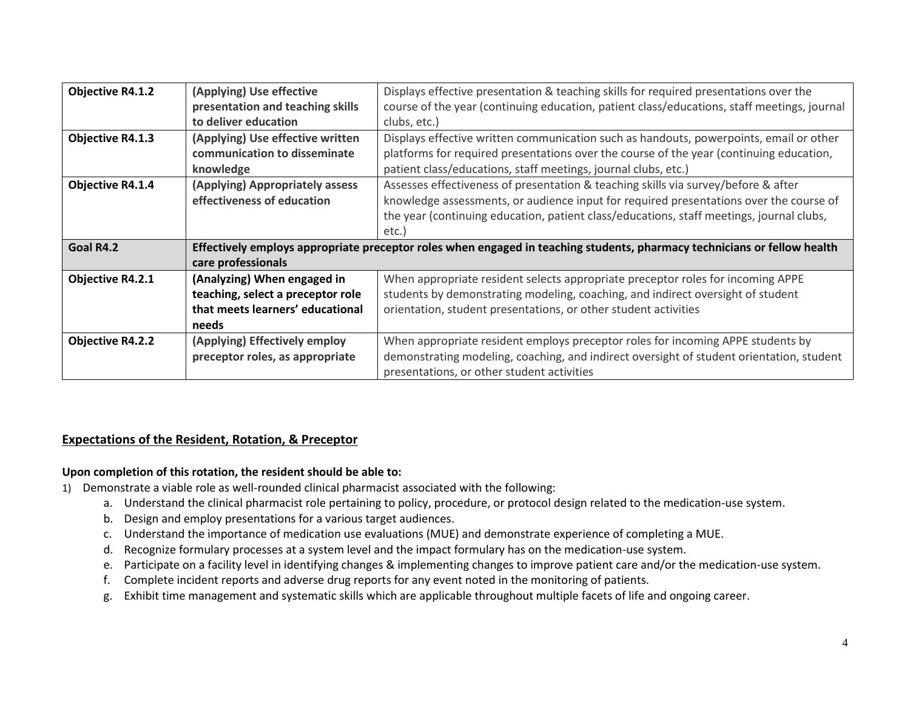| Objective R4.1.2 | **(Applying) Use effective presentation and teaching skills to deliver education** | Displays effective presentation & teaching skills for required presentations over the course of the year (continuing education, patient class/educations, staff meetings, journal clubs, etc.) |
|---|---|---|
| **Objective R4.1.3** | **(Applying) Use effective written communication to disseminate knowledge** | Displays effective written communication such as handouts, powerpoints, email or other platforms for required presentations over the course of the year (continuing education, patient class/educations, staff meetings, journal clubs, etc.) |
| **Objective R4.1.4** | **(Applying) Appropriately assess effectiveness of education** | Assesses effectiveness of presentation & teaching skills via survey/before & after knowledge assessments, or audience input for required presentations over the course of the year (continuing education, patient class/educations, staff meetings, journal clubs, etc.) |
| **Goal R4.2** | **Effectively employs appropriate preceptor roles when engaged in teaching students, pharmacy technicians or fellow health care professionals** | |
| **Objective R4.2.1** | **(Analyzing) When engaged in teaching, select a preceptor role that meets learners' educational needs** | When appropriate resident selects appropriate preceptor roles for incoming APPE students by demonstrating modeling, coaching, and indirect oversight of student orientation, student presentations, or other student activities |
| **Objective R4.2.2** | **(Applying) Effectively employ preceptor roles, as appropriate** | When appropriate resident employs preceptor roles for incoming APPE students by demonstrating modeling, coaching, and indirect oversight of student orientation, student presentations, or other student activities |

## Expectations of the Resident, Rotation, & Preceptor

**Upon completion of this rotation, the resident should be able to:**

1) Demonstrate a viable role as well-rounded clinical pharmacist associated with the following:
    a. Understand the clinical pharmacist role pertaining to policy, procedure, or protocol design related to the medication-use system.
    b. Design and employ presentations for a various target audiences.
    c. Understand the importance of medication use evaluations (MUE) and demonstrate experience of completing a MUE.
    d. Recognize formulary processes at a system level and the impact formulary has on the medication-use system.
    e. Participate on a facility level in identifying changes & implementing changes to improve patient care and/or the medication-use system.
    f. Complete incident reports and adverse drug reports for any event noted in the monitoring of patients.
    g. Exhibit time management and systematic skills which are applicable throughout multiple facets of life and ongoing career.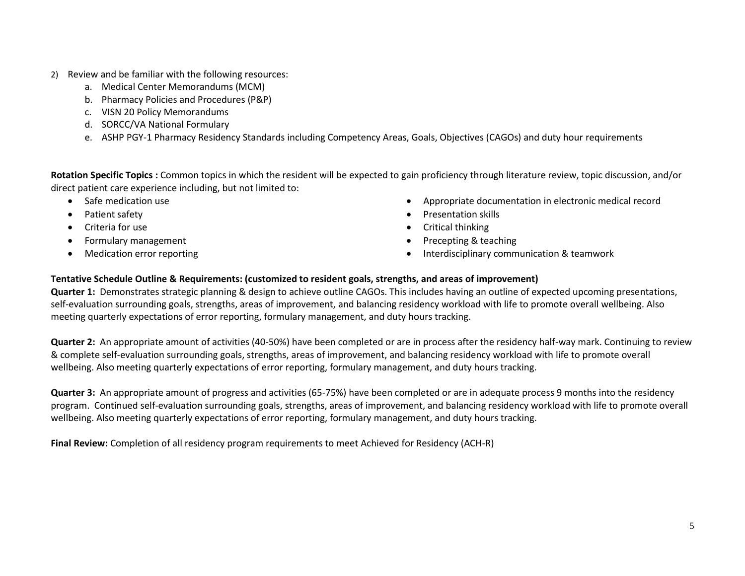2) Review and be familiar with the following resources:
   a. Medical Center Memorandums (MCM)
   b. Pharmacy Policies and Procedures (P&P)
   c. VISN 20 Policy Memorandums
   d. SORCC/VA National Formulary
   e. ASHP PGY-1 Pharmacy Residency Standards including Competency Areas, Goals, Objectives (CAGOs) and duty hour requirements

**Rotation Specific Topics :** Common topics in which the resident will be expected to gain proficiency through literature review, topic discussion, and/or direct patient care experience including, but not limited to:

- Safe medication use
- Patient safety
- Criteria for use
- Formulary management
- Medication error reporting
- Appropriate documentation in electronic medical record
- Presentation skills
- Critical thinking
- Precepting & teaching
- Interdisciplinary communication & teamwork

**Tentative Schedule Outline & Requirements: (customized to resident goals, strengths, and areas of improvement)**

**Quarter 1:** Demonstrates strategic planning & design to achieve outline CAGOs. This includes having an outline of expected upcoming presentations, self-evaluation surrounding goals, strengths, areas of improvement, and balancing residency workload with life to promote overall wellbeing. Also meeting quarterly expectations of error reporting, formulary management, and duty hours tracking.

**Quarter 2:** An appropriate amount of activities (40-50%) have been completed or are in process after the residency half-way mark. Continuing to review & complete self-evaluation surrounding goals, strengths, areas of improvement, and balancing residency workload with life to promote overall wellbeing. Also meeting quarterly expectations of error reporting, formulary management, and duty hours tracking.

**Quarter 3:** An appropriate amount of progress and activities (65-75%) have been completed or are in adequate process 9 months into the residency program. Continued self-evaluation surrounding goals, strengths, areas of improvement, and balancing residency workload with life to promote overall wellbeing. Also meeting quarterly expectations of error reporting, formulary management, and duty hours tracking.

**Final Review:** Completion of all residency program requirements to meet Achieved for Residency (ACH-R)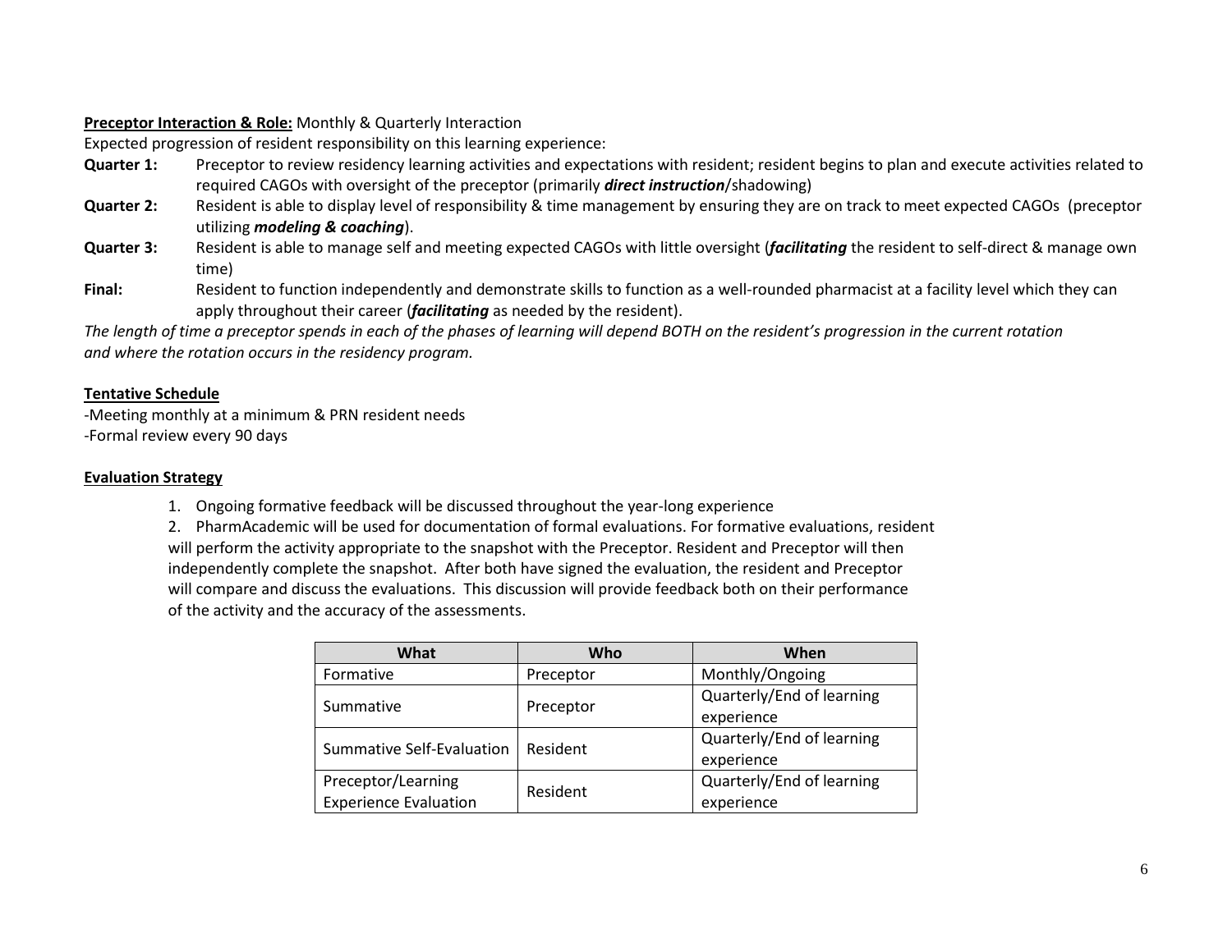**Preceptor Interaction & Role:** Monthly & Quarterly Interaction

Expected progression of resident responsibility on this learning experience:

**Quarter 1:** Preceptor to review residency learning activities and expectations with resident; resident begins to plan and execute activities related to required CAGOs with oversight of the preceptor (primarily ***direct instruction***/shadowing)

**Quarter 2:** Resident is able to display level of responsibility & time management by ensuring they are on track to meet expected CAGOs (preceptor utilizing ***modeling & coaching***).

**Quarter 3:** Resident is able to manage self and meeting expected CAGOs with little oversight (***facilitating*** the resident to self-direct & manage own time)

**Final:** Resident to function independently and demonstrate skills to function as a well-rounded pharmacist at a facility level which they can apply throughout their career (***facilitating*** as needed by the resident).

*The length of time a preceptor spends in each of the phases of learning will depend BOTH on the resident's progression in the current rotation and where the rotation occurs in the residency program.*

**Tentative Schedule**

-Meeting monthly at a minimum & PRN resident needs
-Formal review every 90 days

**Evaluation Strategy**

1. Ongoing formative feedback will be discussed throughout the year-long experience
2. PharmAcademic will be used for documentation of formal evaluations. For formative evaluations, resident will perform the activity appropriate to the snapshot with the Preceptor. Resident and Preceptor will then independently complete the snapshot. After both have signed the evaluation, the resident and Preceptor will compare and discuss the evaluations. This discussion will provide feedback both on their performance of the activity and the accuracy of the assessments.

| What | Who | When |
|---|---|---|
| Formative | Preceptor | Monthly/Ongoing |
| Summative | Preceptor | Quarterly/End of learning experience |
| Summative Self-Evaluation | Resident | Quarterly/End of learning experience |
| Preceptor/Learning Experience Evaluation | Resident | Quarterly/End of learning experience |